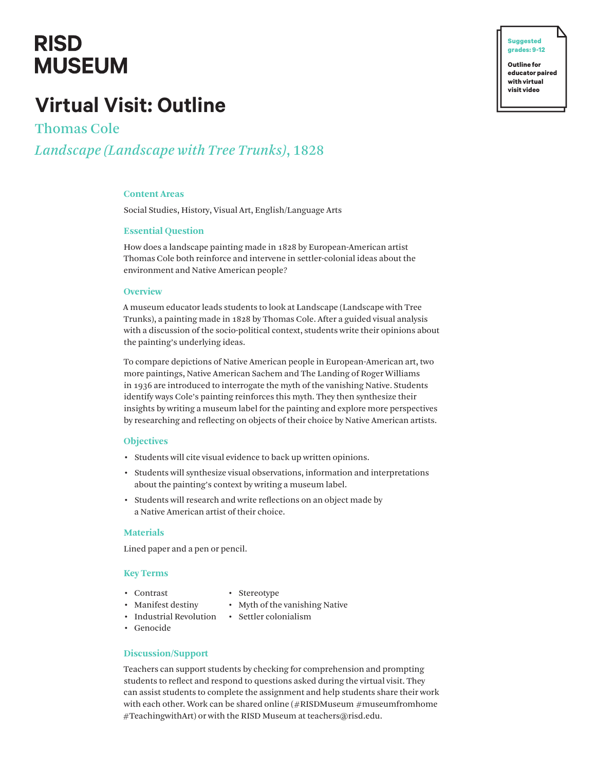RISD MUSEUM

Suggested grades: 9-12

Outline for educator paired with virtual visit video

# Virtual Visit: Outline

## Thomas Cole

## *Landscape (Landscape with Tree Trunks)*, 1828

### Content Areas

Social Studies, History, Visual Art, English/Language Arts

### Essential Question

How does a landscape painting made in 1828 by European-American artist Thomas Cole both reinforce and intervene in settler-colonial ideas about the environment and Native American people?

### Overview

A museum educator leads students to look at Landscape (Landscape with Tree Trunks), a painting made in 1828 by Thomas Cole. After a guided visual analysis with a discussion of the socio-political context, students write their opinions about the painting's underlying ideas.

To compare depictions of Native American people in European-American art, two more paintings, Native American Sachem and The Landing of Roger Williams in 1936 are introduced to interrogate the myth of the vanishing Native. Students identify ways Cole's painting reinforces this myth. They then synthesize their insights by writing a museum label for the painting and explore more perspectives by researching and reflecting on objects of their choice by Native American artists.

### Objectives

- Students will cite visual evidence to back up written opinions.
- Students will synthesize visual observations, information and interpretations about the painting's context by writing a museum label.
- Students will research and write reflections on an object made by a Native American artist of their choice.

### Materials

Lined paper and a pen or pencil.

### Key Terms

- Contrast
- Manifest destiny
- Industrial Revolution
- Genocide
- Stereotype
- Myth of the vanishing Native
- Settler colonialism

### Discussion/Support

Teachers can support students by checking for comprehension and prompting students to reflect and respond to questions asked during the virtual visit. They can assist students to complete the assignment and help students share their work with each other. Work can be shared online (#RISDMuseum #museumfromhome #TeachingwithArt) or with the RISD Museum at teachers@risd.edu.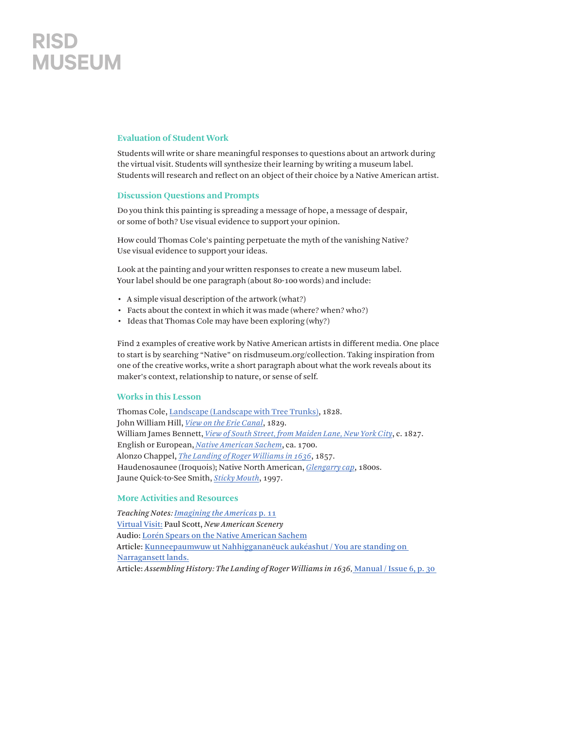## Evaluation of Student Work

Students will write or share meaningful responses to questions about an artwork during the virtual visit. Students will synthesize their learning by writing a museum label. Students will research and reflect on an object of their choice by a Native American artist.

## Discussion Questions and Prompts

Do you think this painting is spreading a message of hope, a message of despair, or some of both? Use visual evidence to support your opinion.

How could Thomas Cole's painting perpetuate the myth of the vanishing Native? Use visual evidence to support your ideas.

Look at the painting and your written responses to create a new museum label. Your label should be one paragraph (about 80-100 words) and include:

- A simple visual description of the artwork (what?)
- Facts about the context in which it was made (where? when? who?)
- Ideas that Thomas Cole may have been exploring (why?)

Find 2 examples of creative work by Native American artists in different media. One place to start is by searching "Native" on risdmuseum.org/collection. Taking inspiration from one of the creative works, write a short paragraph about what the work reveals about its maker's context, relationship to nature, or sense of self.

## Works in this Lesson

Thomas Cole, Landscape (Landscape with Tree Trunks), 1828.
John William Hill, *View on the Erie Canal*, 1829.
William James Bennett, *View of South Street, from Maiden Lane, New York City*, c. 1827.
English or European, *Native American Sachem*, ca. 1700.
Alonzo Chappel, *The Landing of Roger Williams in 1636*, 1857.
Haudenosaunee (Iroquois); Native North American, *Glengarry cap*, 1800s.
Jaune Quick-to-See Smith, *Sticky Mouth*, 1997.

## More Activities and Resources

*Teaching Notes: Imagining the Americas* p. 11
Virtual Visit: Paul Scott, *New American Scenery*
Audio: Lorén Spears on the Native American Sachem
Article: Kunneepaumwuw ut Nahhiggananēuck aukéashut / You are standing on Narragansett lands.
Article: *Assembling History: The Landing of Roger Williams in 1636*, Manual / Issue 6, p. 30